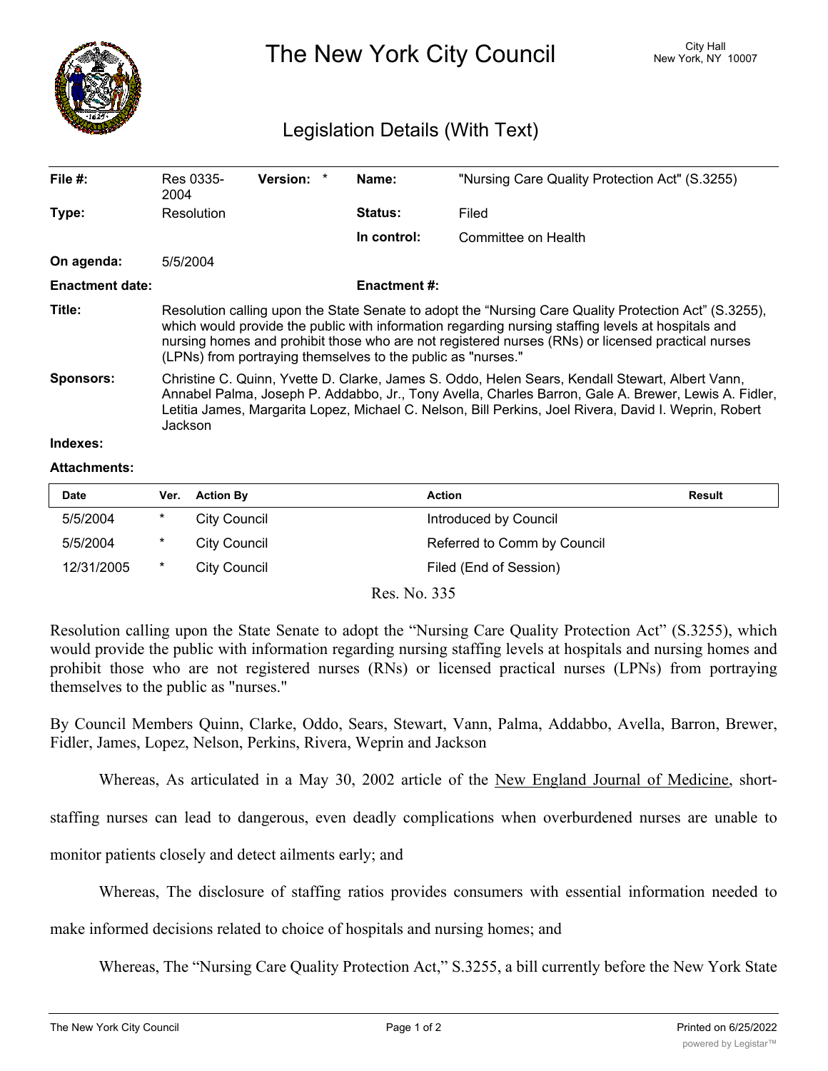# The New York City Council

City Hall
New York, NY 10007

## Legislation Details (With Text)

| | | | | | |
|---|---|---|---|---|---|
| **File #:** | Res 0335-2004 | **Version:** * | | **Name:** | "Nursing Care Quality Protection Act" (S.3255) |
| **Type:** | Resolution | | | **Status:** | Filed |
| | | | | **In control:** | Committee on Health |
| **On agenda:** | 5/5/2004 | | | | |
| **Enactment date:** | | | | **Enactment #:** | |

**Title:** Resolution calling upon the State Senate to adopt the "Nursing Care Quality Protection Act" (S.3255), which would provide the public with information regarding nursing staffing levels at hospitals and nursing homes and prohibit those who are not registered nurses (RNs) or licensed practical nurses (LPNs) from portraying themselves to the public as "nurses."

**Sponsors:** Christine C. Quinn, Yvette D. Clarke, James S. Oddo, Helen Sears, Kendall Stewart, Albert Vann, Annabel Palma, Joseph P. Addabbo, Jr., Tony Avella, Charles Barron, Gale A. Brewer, Lewis A. Fidler, Letitia James, Margarita Lopez, Michael C. Nelson, Bill Perkins, Joel Rivera, David I. Weprin, Robert Jackson

**Indexes:**

**Attachments:**

| Date | Ver. | Action By | Action | Result |
|---|---|---|---|---|
| 5/5/2004 | * | City Council | Introduced by Council | |
| 5/5/2004 | * | City Council | Referred to Comm by Council | |
| 12/31/2005 | * | City Council | Filed (End of Session) | |

Res. No. 335

Resolution calling upon the State Senate to adopt the "Nursing Care Quality Protection Act" (S.3255), which would provide the public with information regarding nursing staffing levels at hospitals and nursing homes and prohibit those who are not registered nurses (RNs) or licensed practical nurses (LPNs) from portraying themselves to the public as "nurses."

By Council Members Quinn, Clarke, Oddo, Sears, Stewart, Vann, Palma, Addabbo, Avella, Barron, Brewer, Fidler, James, Lopez, Nelson, Perkins, Rivera, Weprin and Jackson

Whereas, As articulated in a May 30, 2002 article of the New England Journal of Medicine, short-staffing nurses can lead to dangerous, even deadly complications when overburdened nurses are unable to monitor patients closely and detect ailments early; and

Whereas, The disclosure of staffing ratios provides consumers with essential information needed to make informed decisions related to choice of hospitals and nursing homes; and

Whereas, The "Nursing Care Quality Protection Act," S.3255, a bill currently before the New York State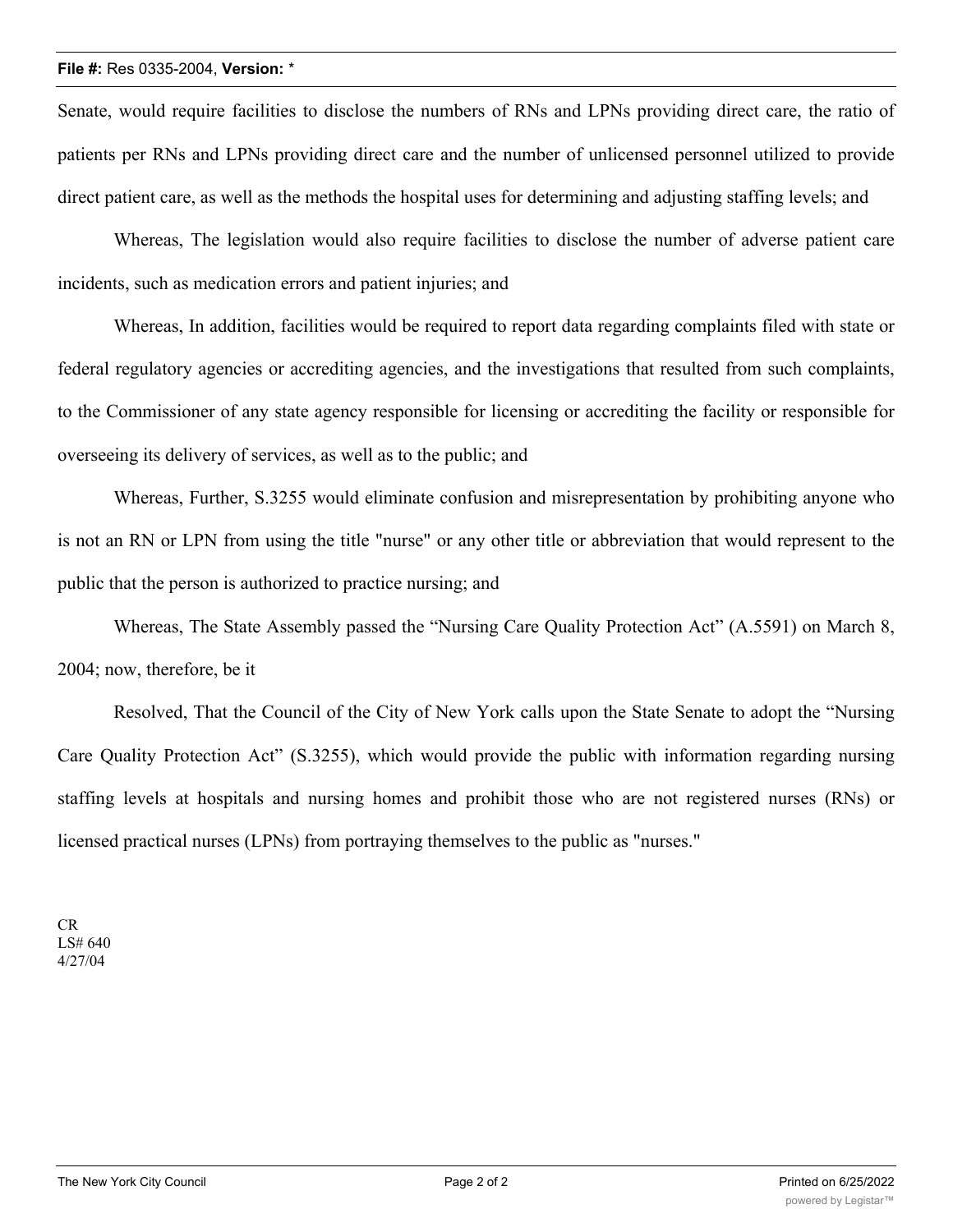Senate, would require facilities to disclose the numbers of RNs and LPNs providing direct care, the ratio of patients per RNs and LPNs providing direct care and the number of unlicensed personnel utilized to provide direct patient care, as well as the methods the hospital uses for determining and adjusting staffing levels; and

Whereas, The legislation would also require facilities to disclose the number of adverse patient care incidents, such as medication errors and patient injuries; and

Whereas, In addition, facilities would be required to report data regarding complaints filed with state or federal regulatory agencies or accrediting agencies, and the investigations that resulted from such complaints, to the Commissioner of any state agency responsible for licensing or accrediting the facility or responsible for overseeing its delivery of services, as well as to the public; and

Whereas, Further, S.3255 would eliminate confusion and misrepresentation by prohibiting anyone who is not an RN or LPN from using the title "nurse" or any other title or abbreviation that would represent to the public that the person is authorized to practice nursing; and

Whereas, The State Assembly passed the "Nursing Care Quality Protection Act" (A.5591) on March 8, 2004; now, therefore, be it

Resolved, That the Council of the City of New York calls upon the State Senate to adopt the "Nursing Care Quality Protection Act" (S.3255), which would provide the public with information regarding nursing staffing levels at hospitals and nursing homes and prohibit those who are not registered nurses (RNs) or licensed practical nurses (LPNs) from portraying themselves to the public as "nurses."

CR
LS# 640
4/27/04